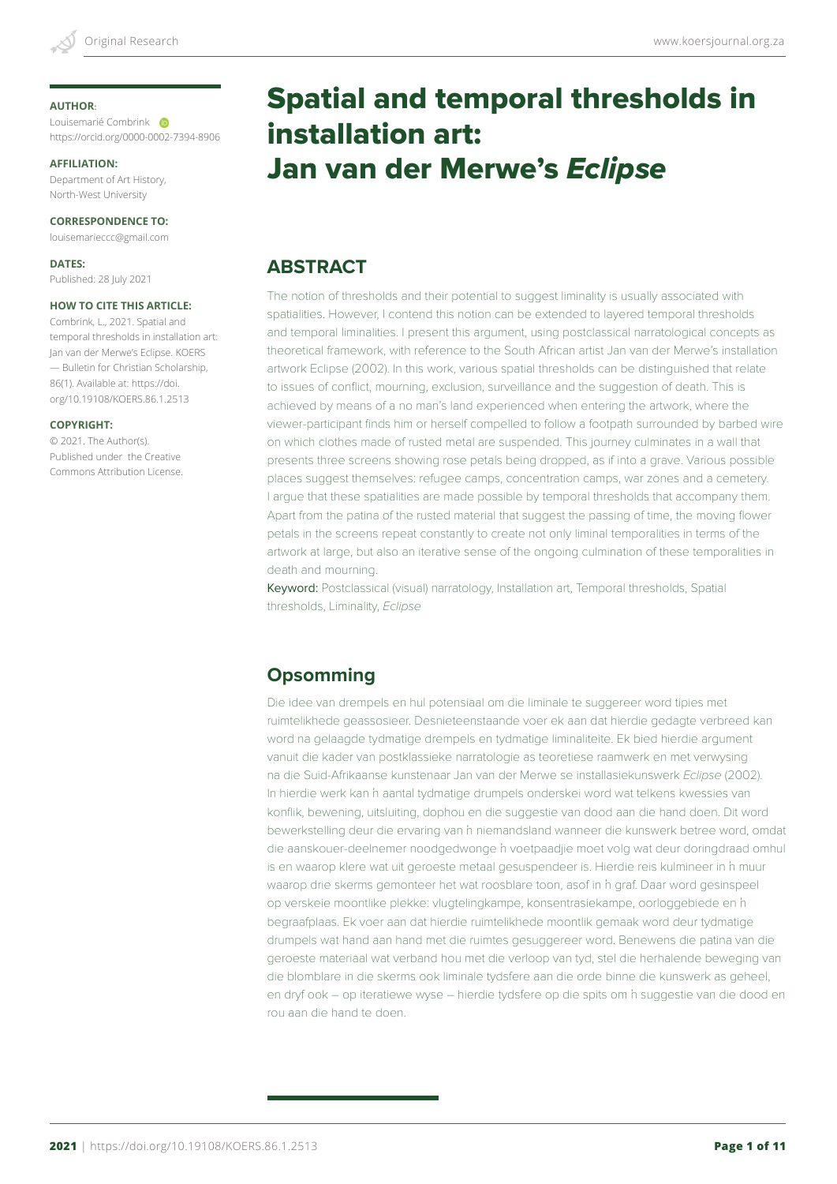**AUTHOR**:
Louisemarié Combrink
https://orcid.org/0000-0002-7394-8906

**AFFILIATION:**
Department of Art History,
North-West University

**CORRESPONDENCE TO:**
louisemarieccc@gmail.com

**DATES:**
Published: 28 July 2021

**HOW TO CITE THIS ARTICLE:**
Combrink, L., 2021. Spatial and temporal thresholds in installation art: Jan van der Merwe's Eclipse. KOERS — Bulletin for Christian Scholarship, 86(1). Available at: https://doi.org/10.19108/KOERS.86.1.2513

**COPYRIGHT:**
© 2021. The Author(s).
Published under the Creative Commons Attribution License.

# Spatial and temporal thresholds in installation art: Jan van der Merwe's *Eclipse*

## ABSTRACT

The notion of thresholds and their potential to suggest liminality is usually associated with spatialities. However, I contend this notion can be extended to layered temporal thresholds and temporal liminalities. I present this argument, using postclassical narratological concepts as theoretical framework, with reference to the South African artist Jan van der Merwe's installation artwork Eclipse (2002). In this work, various spatial thresholds can be distinguished that relate to issues of conflict, mourning, exclusion, surveillance and the suggestion of death. This is achieved by means of a no man's land experienced when entering the artwork, where the viewer-participant finds him or herself compelled to follow a footpath surrounded by barbed wire on which clothes made of rusted metal are suspended. This journey culminates in a wall that presents three screens showing rose petals being dropped, as if into a grave. Various possible places suggest themselves: refugee camps, concentration camps, war zones and a cemetery. I argue that these spatialities are made possible by temporal thresholds that accompany them. Apart from the patina of the rusted material that suggest the passing of time, the moving flower petals in the screens repeat constantly to create not only liminal temporalities in terms of the artwork at large, but also an iterative sense of the ongoing culmination of these temporalities in death and mourning.

Keyword: Postclassical (visual) narratology, Installation art, Temporal thresholds, Spatial thresholds, Liminality, *Eclipse*

## Opsomming

Die idee van drempels en hul potensiaal om die liminale te suggereer word tipies met ruimtelikhede geassosieer. Desnieteenstaande voer ek aan dat hierdie gedagte verbreed kan word na gelaagde tydmatige drempels en tydmatige liminaliteite. Ek bied hierdie argument vanuit die kader van postklassieke narratologie as teoretiese raamwerk en met verwysing na die Suid-Afrikaanse kunstenaar Jan van der Merwe se installasiekunswerk *Eclipse* (2002). In hierdie werk kan ŉ aantal tydmatige drumpels onderskei word wat telkens kwessies van konflik, bewening, uitsluiting, dophou en die suggestie van dood aan die hand doen. Dit word bewerkstelling deur die ervaring van ŉ niemandsland wanneer die kunswerk betree word, omdat die aanskouer-deelnemer noodgedwonge ŉ voetpaadjie moet volg wat deur doringdraad omhul is en waarop klere wat uit geroeste metaal gesuspendeer is. Hierdie reis kulmineer in ŉ muur waarop drie skerms gemonteer het wat roosblare toon, asof in ŉ graf. Daar word gesinspeel op verskeie moontlike plekke: vlugtelingkampe, konsentrasiekampe, oorloggebiede en ŉ begraafplaas. Ek voer aan dat hierdie ruimtelikhede moontlik gemaak word deur tydmatige drumpels wat hand aan hand met die ruimtes gesuggereer word. Benewens die patina van die geroeste materiaal wat verband hou met die verloop van tyd, stel die herhalende beweging van die blomblare in die skerms ook liminale tydsfere aan die orde binne die kunswerk as geheel, en dryf ook – op iteratiewe wyse – hierdie tydsfere op die spits om ŉ suggestie van die dood en rou aan die hand te doen.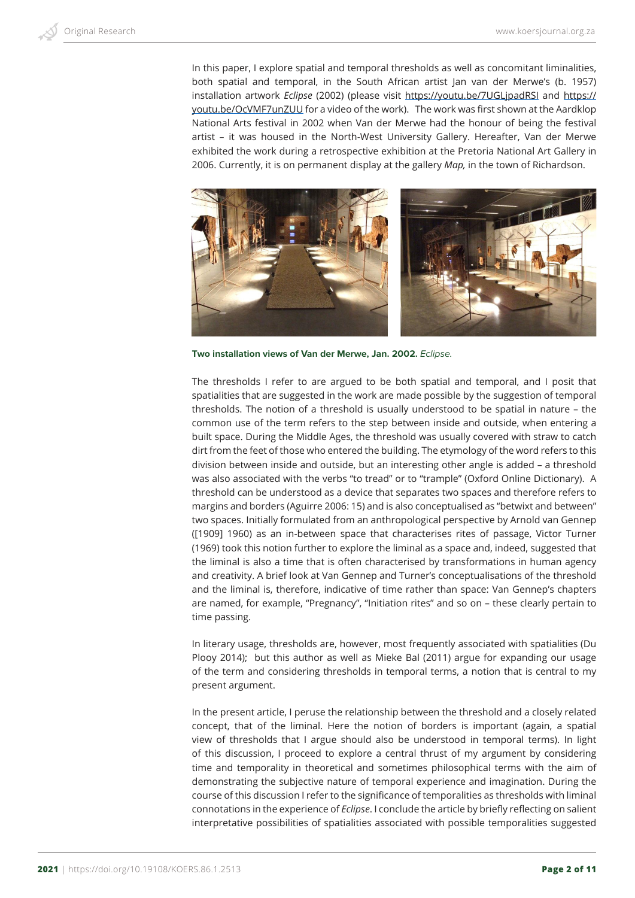In this paper, I explore spatial and temporal thresholds as well as concomitant liminalities, both spatial and temporal, in the South African artist Jan van der Merwe's (b. 1957) installation artwork *Eclipse* (2002) (please visit https://youtu.be/7UGLjpadRSI and https://youtu.be/OcVMF7unZUU for a video of the work). The work was first shown at the Aardklop National Arts festival in 2002 when Van der Merwe had the honour of being the festival artist – it was housed in the North-West University Gallery. Hereafter, Van der Merwe exhibited the work during a retrospective exhibition at the Pretoria National Art Gallery in 2006. Currently, it is on permanent display at the gallery *Map,* in the town of Richardson.

**Two installation views of Van der Merwe, Jan. 2002.** *Eclipse.*

The thresholds I refer to are argued to be both spatial and temporal, and I posit that spatialities that are suggested in the work are made possible by the suggestion of temporal thresholds. The notion of a threshold is usually understood to be spatial in nature – the common use of the term refers to the step between inside and outside, when entering a built space. During the Middle Ages, the threshold was usually covered with straw to catch dirt from the feet of those who entered the building. The etymology of the word refers to this division between inside and outside, but an interesting other angle is added – a threshold was also associated with the verbs "to tread" or to "trample" (Oxford Online Dictionary). A threshold can be understood as a device that separates two spaces and therefore refers to margins and borders (Aguirre 2006: 15) and is also conceptualised as "betwixt and between" two spaces. Initially formulated from an anthropological perspective by Arnold van Gennep ([1909] 1960) as an in-between space that characterises rites of passage, Victor Turner (1969) took this notion further to explore the liminal as a space and, indeed, suggested that the liminal is also a time that is often characterised by transformations in human agency and creativity. A brief look at Van Gennep and Turner's conceptualisations of the threshold and the liminal is, therefore, indicative of time rather than space: Van Gennep's chapters are named, for example, "Pregnancy", "Initiation rites" and so on – these clearly pertain to time passing.

In literary usage, thresholds are, however, most frequently associated with spatialities (Du Plooy 2014); but this author as well as Mieke Bal (2011) argue for expanding our usage of the term and considering thresholds in temporal terms, a notion that is central to my present argument.

In the present article, I peruse the relationship between the threshold and a closely related concept, that of the liminal. Here the notion of borders is important (again, a spatial view of thresholds that I argue should also be understood in temporal terms). In light of this discussion, I proceed to explore a central thrust of my argument by considering time and temporality in theoretical and sometimes philosophical terms with the aim of demonstrating the subjective nature of temporal experience and imagination. During the course of this discussion I refer to the significance of temporalities as thresholds with liminal connotations in the experience of *Eclipse*. I conclude the article by briefly reflecting on salient interpretative possibilities of spatialities associated with possible temporalities suggested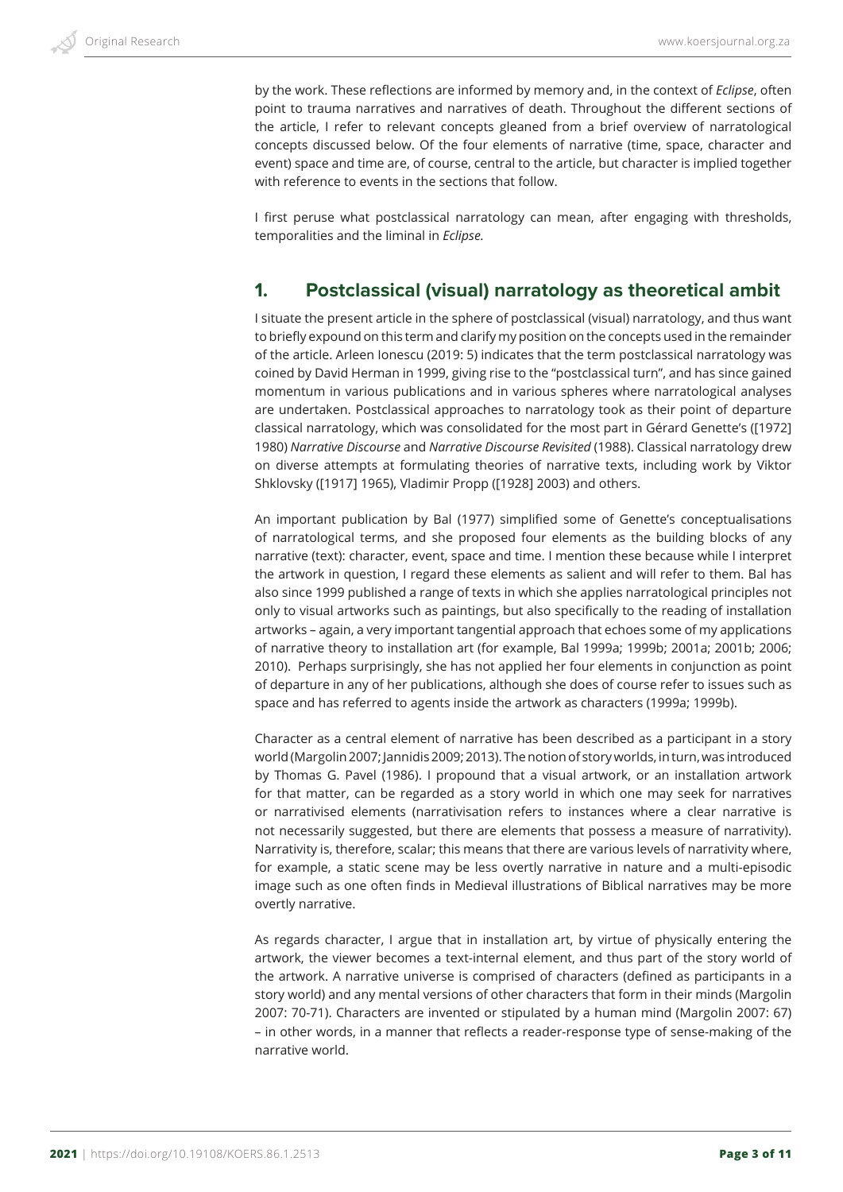by the work. These reflections are informed by memory and, in the context of *Eclipse*, often point to trauma narratives and narratives of death. Throughout the different sections of the article, I refer to relevant concepts gleaned from a brief overview of narratological concepts discussed below. Of the four elements of narrative (time, space, character and event) space and time are, of course, central to the article, but character is implied together with reference to events in the sections that follow.

I first peruse what postclassical narratology can mean, after engaging with thresholds, temporalities and the liminal in *Eclipse.*

## 1. Postclassical (visual) narratology as theoretical ambit

I situate the present article in the sphere of postclassical (visual) narratology, and thus want to briefly expound on this term and clarify my position on the concepts used in the remainder of the article. Arleen Ionescu (2019: 5) indicates that the term postclassical narratology was coined by David Herman in 1999, giving rise to the "postclassical turn", and has since gained momentum in various publications and in various spheres where narratological analyses are undertaken. Postclassical approaches to narratology took as their point of departure classical narratology, which was consolidated for the most part in Gérard Genette's ([1972] 1980) *Narrative Discourse* and *Narrative Discourse Revisited* (1988). Classical narratology drew on diverse attempts at formulating theories of narrative texts, including work by Viktor Shklovsky ([1917] 1965), Vladimir Propp ([1928] 2003) and others.

An important publication by Bal (1977) simplified some of Genette's conceptualisations of narratological terms, and she proposed four elements as the building blocks of any narrative (text): character, event, space and time. I mention these because while I interpret the artwork in question, I regard these elements as salient and will refer to them. Bal has also since 1999 published a range of texts in which she applies narratological principles not only to visual artworks such as paintings, but also specifically to the reading of installation artworks – again, a very important tangential approach that echoes some of my applications of narrative theory to installation art (for example, Bal 1999a; 1999b; 2001a; 2001b; 2006; 2010). Perhaps surprisingly, she has not applied her four elements in conjunction as point of departure in any of her publications, although she does of course refer to issues such as space and has referred to agents inside the artwork as characters (1999a; 1999b).

Character as a central element of narrative has been described as a participant in a story world (Margolin 2007; Jannidis 2009; 2013). The notion of story worlds, in turn, was introduced by Thomas G. Pavel (1986). I propound that a visual artwork, or an installation artwork for that matter, can be regarded as a story world in which one may seek for narratives or narrativised elements (narrativisation refers to instances where a clear narrative is not necessarily suggested, but there are elements that possess a measure of narrativity). Narrativity is, therefore, scalar; this means that there are various levels of narrativity where, for example, a static scene may be less overtly narrative in nature and a multi-episodic image such as one often finds in Medieval illustrations of Biblical narratives may be more overtly narrative.

As regards character, I argue that in installation art, by virtue of physically entering the artwork, the viewer becomes a text-internal element, and thus part of the story world of the artwork. A narrative universe is comprised of characters (defined as participants in a story world) and any mental versions of other characters that form in their minds (Margolin 2007: 70-71). Characters are invented or stipulated by a human mind (Margolin 2007: 67) – in other words, in a manner that reflects a reader-response type of sense-making of the narrative world.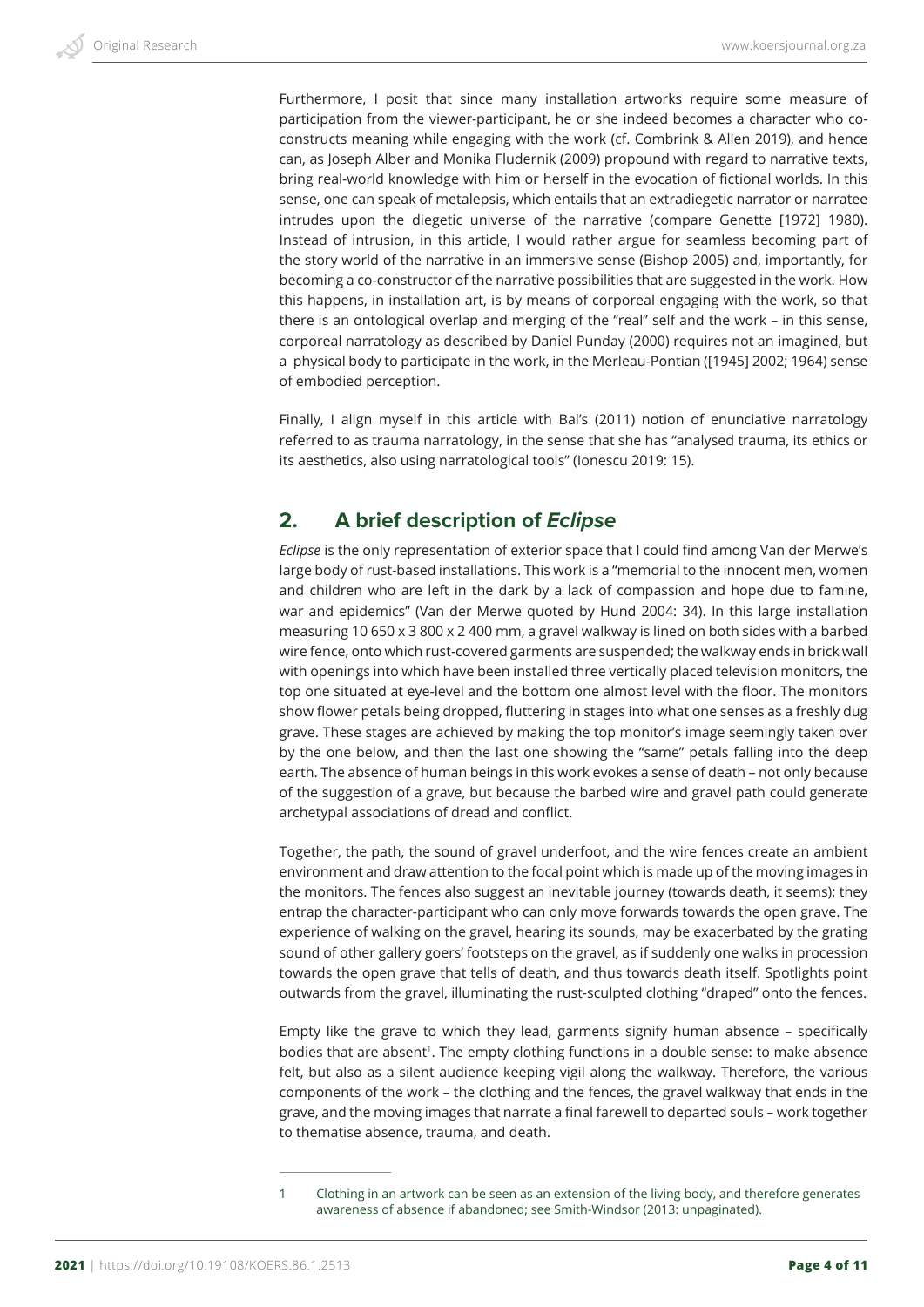Furthermore, I posit that since many installation artworks require some measure of participation from the viewer-participant, he or she indeed becomes a character who co-constructs meaning while engaging with the work (cf. Combrink & Allen 2019), and hence can, as Joseph Alber and Monika Fludernik (2009) propound with regard to narrative texts, bring real-world knowledge with him or herself in the evocation of fictional worlds. In this sense, one can speak of metalepsis, which entails that an extradiegetic narrator or narratee intrudes upon the diegetic universe of the narrative (compare Genette [1972] 1980). Instead of intrusion, in this article, I would rather argue for seamless becoming part of the story world of the narrative in an immersive sense (Bishop 2005) and, importantly, for becoming a co-constructor of the narrative possibilities that are suggested in the work. How this happens, in installation art, is by means of corporeal engaging with the work, so that there is an ontological overlap and merging of the "real" self and the work – in this sense, corporeal narratology as described by Daniel Punday (2000) requires not an imagined, but a physical body to participate in the work, in the Merleau-Pontian ([1945] 2002; 1964) sense of embodied perception.

Finally, I align myself in this article with Bal's (2011) notion of enunciative narratology referred to as trauma narratology, in the sense that she has "analysed trauma, its ethics or its aesthetics, also using narratological tools" (Ionescu 2019: 15).

## 2. A brief description of *Eclipse*

*Eclipse* is the only representation of exterior space that I could find among Van der Merwe's large body of rust-based installations. This work is a "memorial to the innocent men, women and children who are left in the dark by a lack of compassion and hope due to famine, war and epidemics" (Van der Merwe quoted by Hund 2004: 34). In this large installation measuring 10 650 x 3 800 x 2 400 mm, a gravel walkway is lined on both sides with a barbed wire fence, onto which rust-covered garments are suspended; the walkway ends in brick wall with openings into which have been installed three vertically placed television monitors, the top one situated at eye-level and the bottom one almost level with the floor. The monitors show flower petals being dropped, fluttering in stages into what one senses as a freshly dug grave. These stages are achieved by making the top monitor's image seemingly taken over by the one below, and then the last one showing the "same" petals falling into the deep earth. The absence of human beings in this work evokes a sense of death – not only because of the suggestion of a grave, but because the barbed wire and gravel path could generate archetypal associations of dread and conflict.

Together, the path, the sound of gravel underfoot, and the wire fences create an ambient environment and draw attention to the focal point which is made up of the moving images in the monitors. The fences also suggest an inevitable journey (towards death, it seems); they entrap the character-participant who can only move forwards towards the open grave. The experience of walking on the gravel, hearing its sounds, may be exacerbated by the grating sound of other gallery goers' footsteps on the gravel, as if suddenly one walks in procession towards the open grave that tells of death, and thus towards death itself. Spotlights point outwards from the gravel, illuminating the rust-sculpted clothing "draped" onto the fences.

Empty like the grave to which they lead, garments signify human absence – specifically bodies that are absent[1]. The empty clothing functions in a double sense: to make absence felt, but also as a silent audience keeping vigil along the walkway. Therefore, the various components of the work – the clothing and the fences, the gravel walkway that ends in the grave, and the moving images that narrate a final farewell to departed souls – work together to thematise absence, trauma, and death.

---

1 Clothing in an artwork can be seen as an extension of the living body, and therefore generates awareness of absence if abandoned; see Smith-Windsor (2013: unpaginated).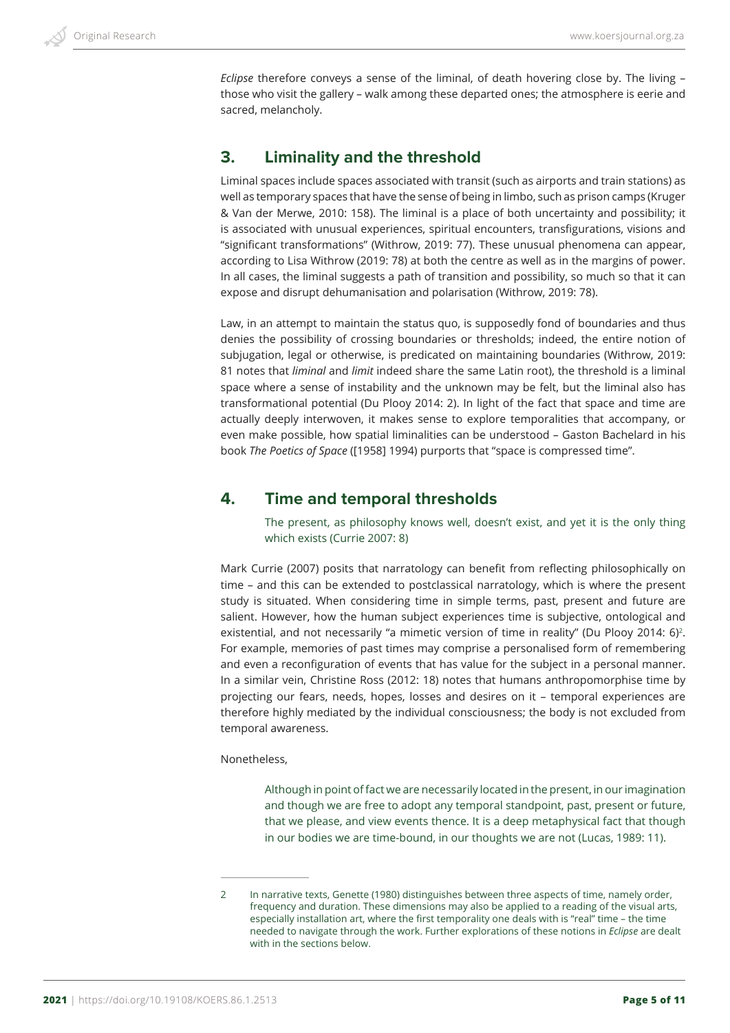*Eclipse* therefore conveys a sense of the liminal, of death hovering close by. The living – those who visit the gallery – walk among these departed ones; the atmosphere is eerie and sacred, melancholy.

## 3. Liminality and the threshold

Liminal spaces include spaces associated with transit (such as airports and train stations) as well as temporary spaces that have the sense of being in limbo, such as prison camps (Kruger & Van der Merwe, 2010: 158). The liminal is a place of both uncertainty and possibility; it is associated with unusual experiences, spiritual encounters, transfigurations, visions and "significant transformations" (Withrow, 2019: 77). These unusual phenomena can appear, according to Lisa Withrow (2019: 78) at both the centre as well as in the margins of power. In all cases, the liminal suggests a path of transition and possibility, so much so that it can expose and disrupt dehumanisation and polarisation (Withrow, 2019: 78).

Law, in an attempt to maintain the status quo, is supposedly fond of boundaries and thus denies the possibility of crossing boundaries or thresholds; indeed, the entire notion of subjugation, legal or otherwise, is predicated on maintaining boundaries (Withrow, 2019: 81 notes that *liminal* and *limit* indeed share the same Latin root), the threshold is a liminal space where a sense of instability and the unknown may be felt, but the liminal also has transformational potential (Du Plooy 2014: 2). In light of the fact that space and time are actually deeply interwoven, it makes sense to explore temporalities that accompany, or even make possible, how spatial liminalities can be understood – Gaston Bachelard in his book *The Poetics of Space* ([1958] 1994) purports that "space is compressed time".

## 4. Time and temporal thresholds

> The present, as philosophy knows well, doesn't exist, and yet it is the only thing which exists (Currie 2007: 8)

Mark Currie (2007) posits that narratology can benefit from reflecting philosophically on time – and this can be extended to postclassical narratology, which is where the present study is situated. When considering time in simple terms, past, present and future are salient. However, how the human subject experiences time is subjective, ontological and existential, and not necessarily "a mimetic version of time in reality" (Du Plooy 2014: 6)[2]. For example, memories of past times may comprise a personalised form of remembering and even a reconfiguration of events that has value for the subject in a personal manner. In a similar vein, Christine Ross (2012: 18) notes that humans anthropomorphise time by projecting our fears, needs, hopes, losses and desires on it – temporal experiences are therefore highly mediated by the individual consciousness; the body is not excluded from temporal awareness.

Nonetheless,

> Although in point of fact we are necessarily located in the present, in our imagination and though we are free to adopt any temporal standpoint, past, present or future, that we please, and view events thence. It is a deep metaphysical fact that though in our bodies we are time-bound, in our thoughts we are not (Lucas, 1989: 11).

---

2 In narrative texts, Genette (1980) distinguishes between three aspects of time, namely order, frequency and duration. These dimensions may also be applied to a reading of the visual arts, especially installation art, where the first temporality one deals with is "real" time – the time needed to navigate through the work. Further explorations of these notions in *Eclipse* are dealt with in the sections below.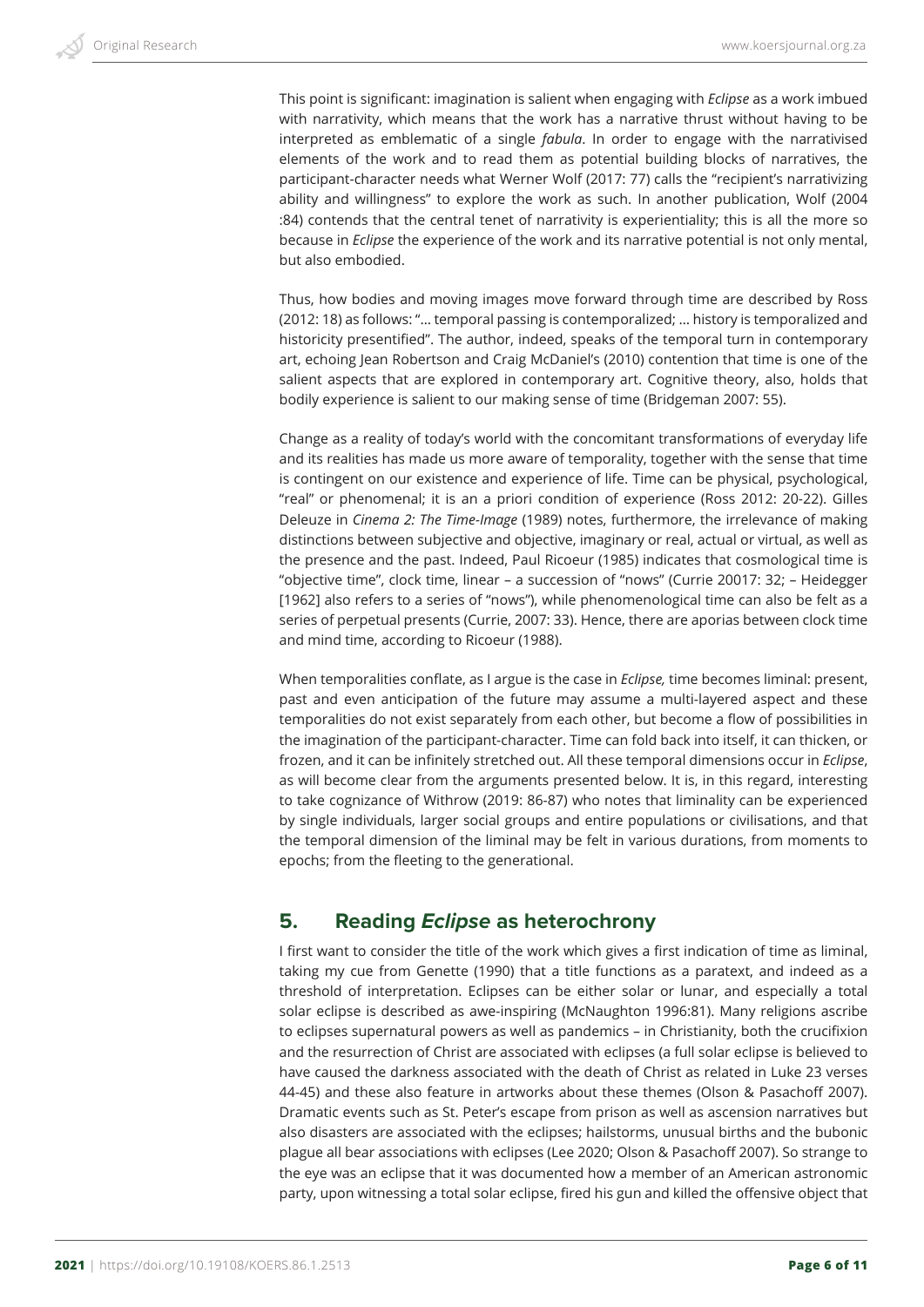This point is significant: imagination is salient when engaging with *Eclipse* as a work imbued with narrativity, which means that the work has a narrative thrust without having to be interpreted as emblematic of a single *fabula*. In order to engage with the narrativised elements of the work and to read them as potential building blocks of narratives, the participant-character needs what Werner Wolf (2017: 77) calls the "recipient's narrativizing ability and willingness" to explore the work as such. In another publication, Wolf (2004 :84) contends that the central tenet of narrativity is experientiality; this is all the more so because in *Eclipse* the experience of the work and its narrative potential is not only mental, but also embodied.

Thus, how bodies and moving images move forward through time are described by Ross (2012: 18) as follows: "… temporal passing is contemporalized; … history is temporalized and historicity presentified". The author, indeed, speaks of the temporal turn in contemporary art, echoing Jean Robertson and Craig McDaniel's (2010) contention that time is one of the salient aspects that are explored in contemporary art. Cognitive theory, also, holds that bodily experience is salient to our making sense of time (Bridgeman 2007: 55).

Change as a reality of today's world with the concomitant transformations of everyday life and its realities has made us more aware of temporality, together with the sense that time is contingent on our existence and experience of life. Time can be physical, psychological, "real" or phenomenal; it is an a priori condition of experience (Ross 2012: 20-22). Gilles Deleuze in *Cinema 2: The Time-Image* (1989) notes, furthermore, the irrelevance of making distinctions between subjective and objective, imaginary or real, actual or virtual, as well as the presence and the past. Indeed, Paul Ricoeur (1985) indicates that cosmological time is "objective time", clock time, linear – a succession of "nows" (Currie 20017: 32; – Heidegger [1962] also refers to a series of "nows"), while phenomenological time can also be felt as a series of perpetual presents (Currie, 2007: 33). Hence, there are aporias between clock time and mind time, according to Ricoeur (1988).

When temporalities conflate, as I argue is the case in *Eclipse,* time becomes liminal: present, past and even anticipation of the future may assume a multi-layered aspect and these temporalities do not exist separately from each other, but become a flow of possibilities in the imagination of the participant-character. Time can fold back into itself, it can thicken, or frozen, and it can be infinitely stretched out. All these temporal dimensions occur in *Eclipse*, as will become clear from the arguments presented below. It is, in this regard, interesting to take cognizance of Withrow (2019: 86-87) who notes that liminality can be experienced by single individuals, larger social groups and entire populations or civilisations, and that the temporal dimension of the liminal may be felt in various durations, from moments to epochs; from the fleeting to the generational.

## 5. Reading *Eclipse* as heterochrony

I first want to consider the title of the work which gives a first indication of time as liminal, taking my cue from Genette (1990) that a title functions as a paratext, and indeed as a threshold of interpretation. Eclipses can be either solar or lunar, and especially a total solar eclipse is described as awe-inspiring (McNaughton 1996:81). Many religions ascribe to eclipses supernatural powers as well as pandemics – in Christianity, both the crucifixion and the resurrection of Christ are associated with eclipses (a full solar eclipse is believed to have caused the darkness associated with the death of Christ as related in Luke 23 verses 44-45) and these also feature in artworks about these themes (Olson & Pasachoff 2007). Dramatic events such as St. Peter's escape from prison as well as ascension narratives but also disasters are associated with the eclipses; hailstorms, unusual births and the bubonic plague all bear associations with eclipses (Lee 2020; Olson & Pasachoff 2007). So strange to the eye was an eclipse that it was documented how a member of an American astronomic party, upon witnessing a total solar eclipse, fired his gun and killed the offensive object that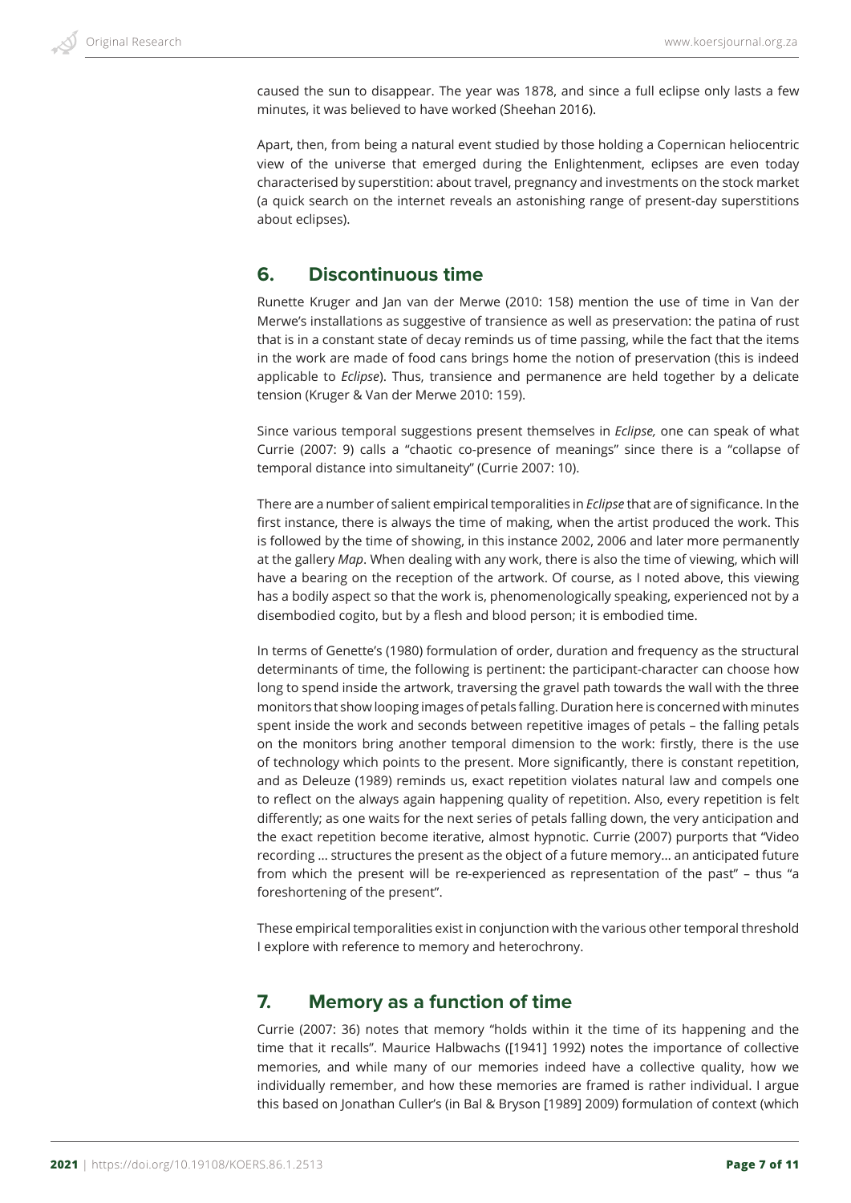caused the sun to disappear. The year was 1878, and since a full eclipse only lasts a few minutes, it was believed to have worked (Sheehan 2016).

Apart, then, from being a natural event studied by those holding a Copernican heliocentric view of the universe that emerged during the Enlightenment, eclipses are even today characterised by superstition: about travel, pregnancy and investments on the stock market (a quick search on the internet reveals an astonishing range of present-day superstitions about eclipses).

## 6. Discontinuous time

Runette Kruger and Jan van der Merwe (2010: 158) mention the use of time in Van der Merwe's installations as suggestive of transience as well as preservation: the patina of rust that is in a constant state of decay reminds us of time passing, while the fact that the items in the work are made of food cans brings home the notion of preservation (this is indeed applicable to *Eclipse*). Thus, transience and permanence are held together by a delicate tension (Kruger & Van der Merwe 2010: 159).

Since various temporal suggestions present themselves in *Eclipse,* one can speak of what Currie (2007: 9) calls a "chaotic co-presence of meanings" since there is a "collapse of temporal distance into simultaneity" (Currie 2007: 10).

There are a number of salient empirical temporalities in *Eclipse* that are of significance. In the first instance, there is always the time of making, when the artist produced the work. This is followed by the time of showing, in this instance 2002, 2006 and later more permanently at the gallery *Map*. When dealing with any work, there is also the time of viewing, which will have a bearing on the reception of the artwork. Of course, as I noted above, this viewing has a bodily aspect so that the work is, phenomenologically speaking, experienced not by a disembodied cogito, but by a flesh and blood person; it is embodied time.

In terms of Genette's (1980) formulation of order, duration and frequency as the structural determinants of time, the following is pertinent: the participant-character can choose how long to spend inside the artwork, traversing the gravel path towards the wall with the three monitors that show looping images of petals falling. Duration here is concerned with minutes spent inside the work and seconds between repetitive images of petals – the falling petals on the monitors bring another temporal dimension to the work: firstly, there is the use of technology which points to the present. More significantly, there is constant repetition, and as Deleuze (1989) reminds us, exact repetition violates natural law and compels one to reflect on the always again happening quality of repetition. Also, every repetition is felt differently; as one waits for the next series of petals falling down, the very anticipation and the exact repetition become iterative, almost hypnotic. Currie (2007) purports that "Video recording ... structures the present as the object of a future memory... an anticipated future from which the present will be re-experienced as representation of the past" – thus "a foreshortening of the present".

These empirical temporalities exist in conjunction with the various other temporal threshold I explore with reference to memory and heterochrony.

## 7. Memory as a function of time

Currie (2007: 36) notes that memory "holds within it the time of its happening and the time that it recalls". Maurice Halbwachs ([1941] 1992) notes the importance of collective memories, and while many of our memories indeed have a collective quality, how we individually remember, and how these memories are framed is rather individual. I argue this based on Jonathan Culler's (in Bal & Bryson [1989] 2009) formulation of context (which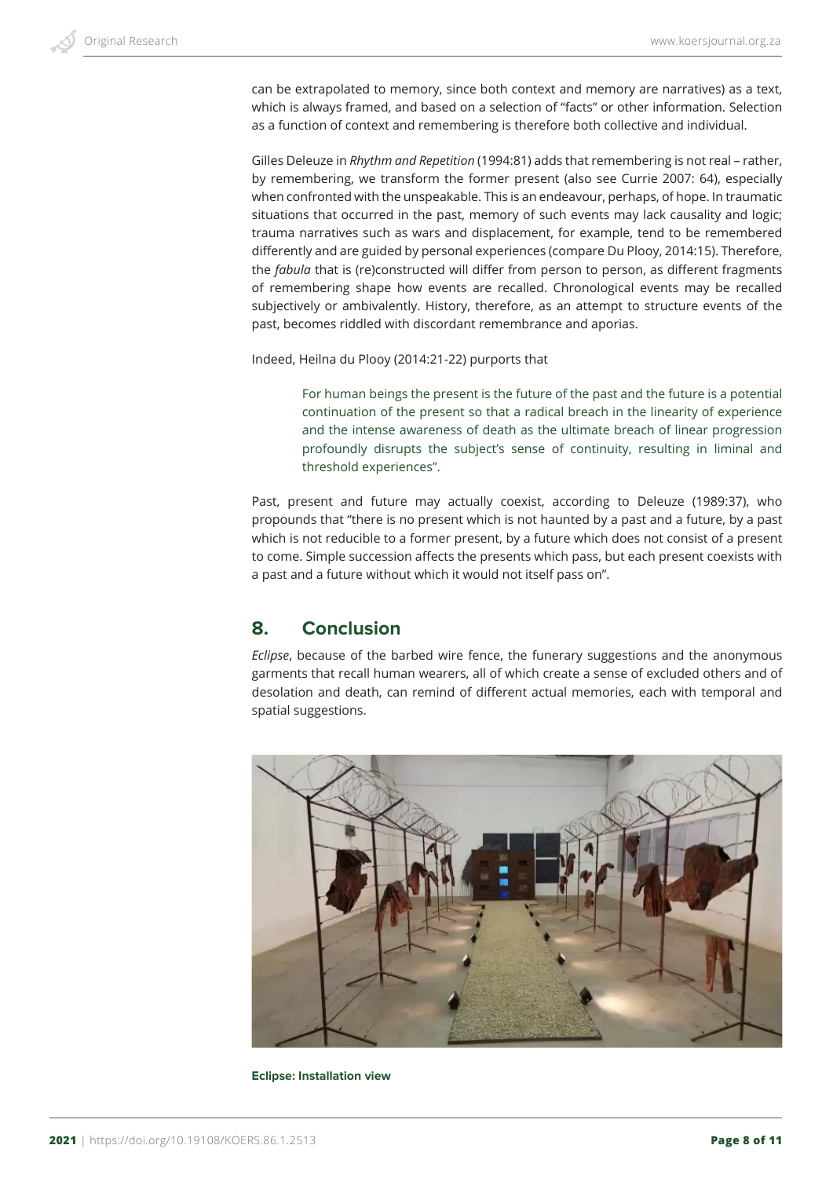can be extrapolated to memory, since both context and memory are narratives) as a text, which is always framed, and based on a selection of "facts" or other information. Selection as a function of context and remembering is therefore both collective and individual.

Gilles Deleuze in *Rhythm and Repetition* (1994:81) adds that remembering is not real – rather, by remembering, we transform the former present (also see Currie 2007: 64), especially when confronted with the unspeakable. This is an endeavour, perhaps, of hope. In traumatic situations that occurred in the past, memory of such events may lack causality and logic; trauma narratives such as wars and displacement, for example, tend to be remembered differently and are guided by personal experiences (compare Du Plooy, 2014:15). Therefore, the *fabula* that is (re)constructed will differ from person to person, as different fragments of remembering shape how events are recalled. Chronological events may be recalled subjectively or ambivalently. History, therefore, as an attempt to structure events of the past, becomes riddled with discordant remembrance and aporias.

Indeed, Heilna du Plooy (2014:21-22) purports that

> For human beings the present is the future of the past and the future is a potential continuation of the present so that a radical breach in the linearity of experience and the intense awareness of death as the ultimate breach of linear progression profoundly disrupts the subject's sense of continuity, resulting in liminal and threshold experiences".

Past, present and future may actually coexist, according to Deleuze (1989:37), who propounds that "there is no present which is not haunted by a past and a future, by a past which is not reducible to a former present, by a future which does not consist of a present to come. Simple succession affects the presents which pass, but each present coexists with a past and a future without which it would not itself pass on".

## 8. Conclusion

*Eclipse*, because of the barbed wire fence, the funerary suggestions and the anonymous garments that recall human wearers, all of which create a sense of excluded others and of desolation and death, can remind of different actual memories, each with temporal and spatial suggestions.

**Eclipse: Installation view**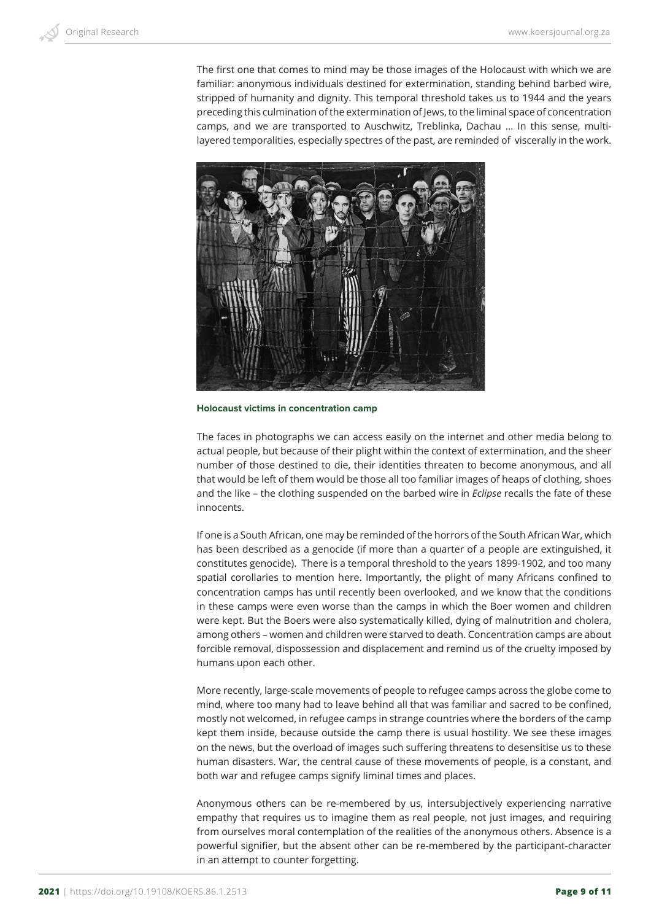The first one that comes to mind may be those images of the Holocaust with which we are familiar: anonymous individuals destined for extermination, standing behind barbed wire, stripped of humanity and dignity. This temporal threshold takes us to 1944 and the years preceding this culmination of the extermination of Jews, to the liminal space of concentration camps, and we are transported to Auschwitz, Treblinka, Dachau … In this sense, multi-layered temporalities, especially spectres of the past, are reminded of viscerally in the work.

**Holocaust victims in concentration camp**

The faces in photographs we can access easily on the internet and other media belong to actual people, but because of their plight within the context of extermination, and the sheer number of those destined to die, their identities threaten to become anonymous, and all that would be left of them would be those all too familiar images of heaps of clothing, shoes and the like – the clothing suspended on the barbed wire in *Eclipse* recalls the fate of these innocents.

If one is a South African, one may be reminded of the horrors of the South African War, which has been described as a genocide (if more than a quarter of a people are extinguished, it constitutes genocide). There is a temporal threshold to the years 1899-1902, and too many spatial corollaries to mention here. Importantly, the plight of many Africans confined to concentration camps has until recently been overlooked, and we know that the conditions in these camps were even worse than the camps in which the Boer women and children were kept. But the Boers were also systematically killed, dying of malnutrition and cholera, among others – women and children were starved to death. Concentration camps are about forcible removal, dispossession and displacement and remind us of the cruelty imposed by humans upon each other.

More recently, large-scale movements of people to refugee camps across the globe come to mind, where too many had to leave behind all that was familiar and sacred to be confined, mostly not welcomed, in refugee camps in strange countries where the borders of the camp kept them inside, because outside the camp there is usual hostility. We see these images on the news, but the overload of images such suffering threatens to desensitise us to these human disasters. War, the central cause of these movements of people, is a constant, and both war and refugee camps signify liminal times and places.

Anonymous others can be re-membered by us, intersubjectively experiencing narrative empathy that requires us to imagine them as real people, not just images, and requiring from ourselves moral contemplation of the realities of the anonymous others. Absence is a powerful signifier, but the absent other can be re-membered by the participant-character in an attempt to counter forgetting.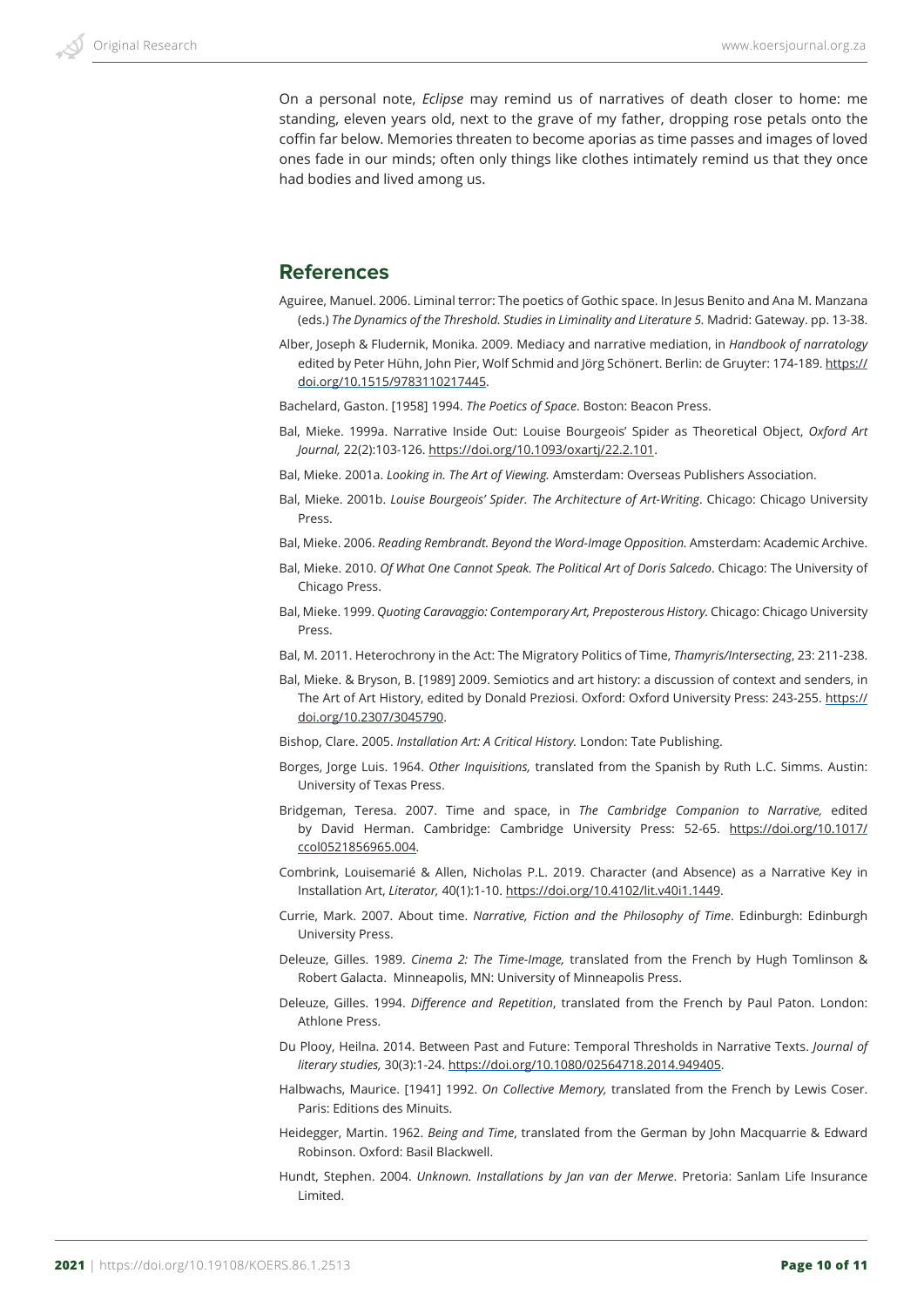On a personal note, *Eclipse* may remind us of narratives of death closer to home: me standing, eleven years old, next to the grave of my father, dropping rose petals onto the coffin far below. Memories threaten to become aporias as time passes and images of loved ones fade in our minds; often only things like clothes intimately remind us that they once had bodies and lived among us.

## References

Aguiree, Manuel. 2006. Liminal terror: The poetics of Gothic space. In Jesus Benito and Ana M. Manzana (eds.) *The Dynamics of the Threshold. Studies in Liminality and Literature 5.* Madrid: Gateway. pp. 13-38.

Alber, Joseph & Fludernik, Monika. 2009. Mediacy and narrative mediation, in *Handbook of narratology* edited by Peter Hühn, John Pier, Wolf Schmid and Jörg Schönert. Berlin: de Gruyter: 174-189. https://doi.org/10.1515/9783110217445.

Bachelard, Gaston. [1958] 1994. *The Poetics of Space*. Boston: Beacon Press.

Bal, Mieke. 1999a. Narrative Inside Out: Louise Bourgeois' Spider as Theoretical Object, *Oxford Art Journal,* 22(2):103-126. https://doi.org/10.1093/oxartj/22.2.101.

Bal, Mieke. 2001a. *Looking in. The Art of Viewing.* Amsterdam: Overseas Publishers Association.

Bal, Mieke. 2001b. *Louise Bourgeois' Spider. The Architecture of Art-Writing*. Chicago: Chicago University Press.

Bal, Mieke. 2006. *Reading Rembrandt. Beyond the Word-Image Opposition.* Amsterdam: Academic Archive.

Bal, Mieke. 2010. *Of What One Cannot Speak. The Political Art of Doris Salcedo*. Chicago: The University of Chicago Press.

Bal, Mieke. 1999. *Quoting Caravaggio: Contemporary Art, Preposterous History.* Chicago: Chicago University Press.

Bal, M. 2011. Heterochrony in the Act: The Migratory Politics of Time, *Thamyris/Intersecting*, 23: 211-238.

Bal, Mieke. & Bryson, B. [1989] 2009. Semiotics and art history: a discussion of context and senders, in The Art of Art History, edited by Donald Preziosi. Oxford: Oxford University Press: 243-255. https://doi.org/10.2307/3045790.

Bishop, Clare. 2005. *Installation Art: A Critical History.* London: Tate Publishing.

Borges, Jorge Luis. 1964. *Other Inquisitions,* translated from the Spanish by Ruth L.C. Simms. Austin: University of Texas Press.

Bridgeman, Teresa. 2007. Time and space, in *The Cambridge Companion to Narrative,* edited by David Herman. Cambridge: Cambridge University Press: 52-65. https://doi.org/10.1017/ccol0521856965.004.

Combrink, Louisemarié & Allen, Nicholas P.L. 2019. Character (and Absence) as a Narrative Key in Installation Art, *Literator,* 40(1):1-10. https://doi.org/10.4102/lit.v40i1.1449.

Currie, Mark. 2007. About time. *Narrative, Fiction and the Philosophy of Time*. Edinburgh: Edinburgh University Press.

Deleuze, Gilles. 1989. *Cinema 2: The Time-Image,* translated from the French by Hugh Tomlinson & Robert Galacta. Minneapolis, MN: University of Minneapolis Press.

Deleuze, Gilles. 1994. *Difference and Repetition*, translated from the French by Paul Paton. London: Athlone Press.

Du Plooy, Heilna. 2014. Between Past and Future: Temporal Thresholds in Narrative Texts. *Journal of literary studies,* 30(3):1-24. https://doi.org/10.1080/02564718.2014.949405.

Halbwachs, Maurice. [1941] 1992. *On Collective Memory,* translated from the French by Lewis Coser. Paris: Editions des Minuits.

Heidegger, Martin. 1962. *Being and Time*, translated from the German by John Macquarrie & Edward Robinson. Oxford: Basil Blackwell.

Hundt, Stephen. 2004. *Unknown. Installations by Jan van der Merwe*. Pretoria: Sanlam Life Insurance Limited.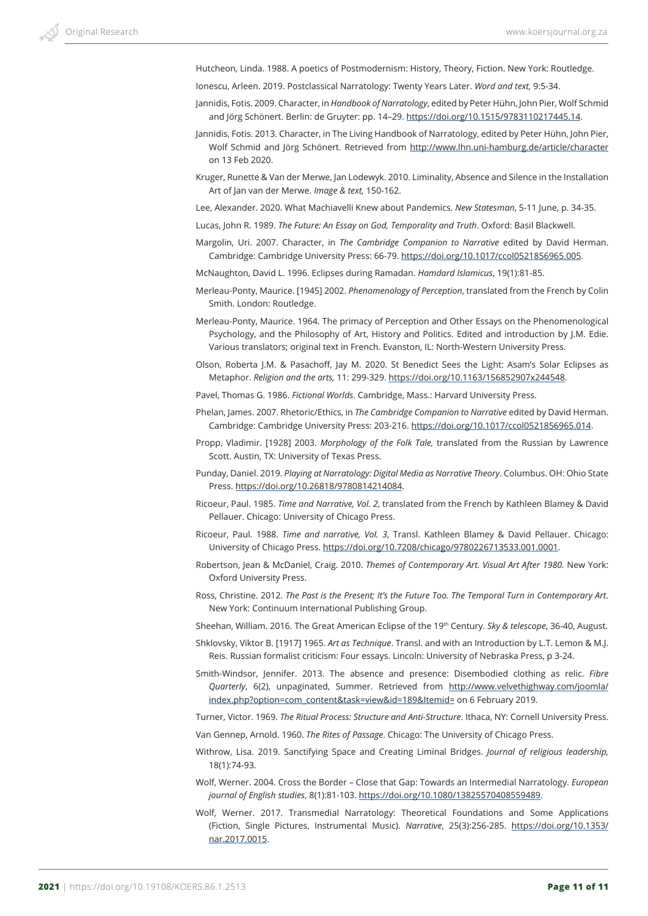Hutcheon, Linda. 1988. A poetics of Postmodernism: History, Theory, Fiction. New York: Routledge.

Ionescu, Arleen. 2019. Postclassical Narratology: Twenty Years Later. *Word and text,* 9:5-34.

Jannidis, Fotis. 2009. Character, in *Handbook of Narratology*, edited by Peter Hühn, John Pier, Wolf Schmid and Jörg Schönert. Berlin: de Gruyter: pp. 14–29. https://doi.org/10.1515/9783110217445.14.

Jannidis, Fotis. 2013. Character, in The Living Handbook of Narratology, edited by Peter Hühn, John Pier, Wolf Schmid and Jörg Schönert. Retrieved from http://www.lhn.uni-hamburg.de/article/character on 13 Feb 2020.

Kruger, Runette & Van der Merwe, Jan Lodewyk. 2010. Liminality, Absence and Silence in the Installation Art of Jan van der Merwe. *Image & text,* 150-162.

Lee, Alexander. 2020. What Machiavelli Knew about Pandemics. *New Statesman*, 5-11 June, p. 34-35.

Lucas, John R. 1989. *The Future: An Essay on God, Temporality and Truth*. Oxford: Basil Blackwell.

Margolin, Uri. 2007. Character, in *The Cambridge Companion to Narrative* edited by David Herman. Cambridge: Cambridge University Press: 66-79. https://doi.org/10.1017/ccol0521856965.005.

McNaughton, David L. 1996. Eclipses during Ramadan. *Hamdard Islamicus*, 19(1):81-85.

Merleau-Ponty, Maurice. [1945] 2002. *Phenomenology of Perception*, translated from the French by Colin Smith. London: Routledge.

Merleau-Ponty, Maurice. 1964. The primacy of Perception and Other Essays on the Phenomenological Psychology, and the Philosophy of Art, History and Politics. Edited and introduction by J.M. Edie. Various translators; original text in French. Evanston, IL: North-Western University Press.

Olson, Roberta J.M. & Pasachoff, Jay M. 2020. St Benedict Sees the Light: Asam's Solar Eclipses as Metaphor. *Religion and the arts,* 11: 299-329. https://doi.org/10.1163/156852907x244548.

Pavel, Thomas G. 1986. *Fictional Worlds*. Cambridge, Mass.: Harvard University Press.

Phelan, James. 2007. Rhetoric/Ethics, in *The Cambridge Companion to Narrative* edited by David Herman. Cambridge: Cambridge University Press: 203-216. https://doi.org/10.1017/ccol0521856965.014.

Propp, Vladimir. [1928] 2003. *Morphology of the Folk Tale,* translated from the Russian by Lawrence Scott. Austin, TX: University of Texas Press.

Punday, Daniel. 2019. *Playing at Narratology: Digital Media as Narrative Theory*. Columbus. OH: Ohio State Press. https://doi.org/10.26818/9780814214084.

Ricoeur, Paul. 1985. *Time and Narrative, Vol. 2*, translated from the French by Kathleen Blamey & David Pellauer. Chicago: University of Chicago Press.

Ricoeur, Paul. 1988. *Time and narrative, Vol. 3*, Transl. Kathleen Blamey & David Pellauer. Chicago: University of Chicago Press. https://doi.org/10.7208/chicago/9780226713533.001.0001.

Robertson, Jean & McDaniel, Craig. 2010. *Themes of Contemporary Art. Visual Art After 1980.* New York: Oxford University Press.

Ross, Christine. 2012. *The Past is the Present; It's the Future Too. The Temporal Turn in Contemporary Art*. New York: Continuum International Publishing Group.

Sheehan, William. 2016. The Great American Eclipse of the 19th Century. *Sky & telescope*, 36-40, August.

Shklovsky, Viktor B. [1917] 1965. *Art as Technique*. Transl. and with an Introduction by L.T. Lemon & M.J. Reis. Russian formalist criticism: Four essays. Lincoln: University of Nebraska Press, p 3-24.

Smith-Windsor, Jennifer. 2013. The absence and presence: Disembodied clothing as relic. *Fibre Quarterly*, 6(2), unpaginated, Summer. Retrieved from http://www.velvethighway.com/joomla/index.php?option=com_content&task=view&id=189&Itemid= on 6 February 2019.

Turner, Victor. 1969. *The Ritual Process: Structure and Anti-Structure*. Ithaca, NY: Cornell University Press.

Van Gennep, Arnold. 1960. *The Rites of Passage*. Chicago: The University of Chicago Press.

Withrow, Lisa. 2019. Sanctifying Space and Creating Liminal Bridges. *Journal of religious leadership,* 18(1):74-93.

Wolf, Werner. 2004. Cross the Border – Close that Gap: Towards an Intermedial Narratology. *European journal of English studies*, 8(1):81-103. https://doi.org/10.1080/13825570408559489.

Wolf, Werner. 2017. Transmedial Narratology: Theoretical Foundations and Some Applications (Fiction, Single Pictures, Instrumental Music). *Narrative*, 25(3):256-285. https://doi.org/10.1353/nar.2017.0015.